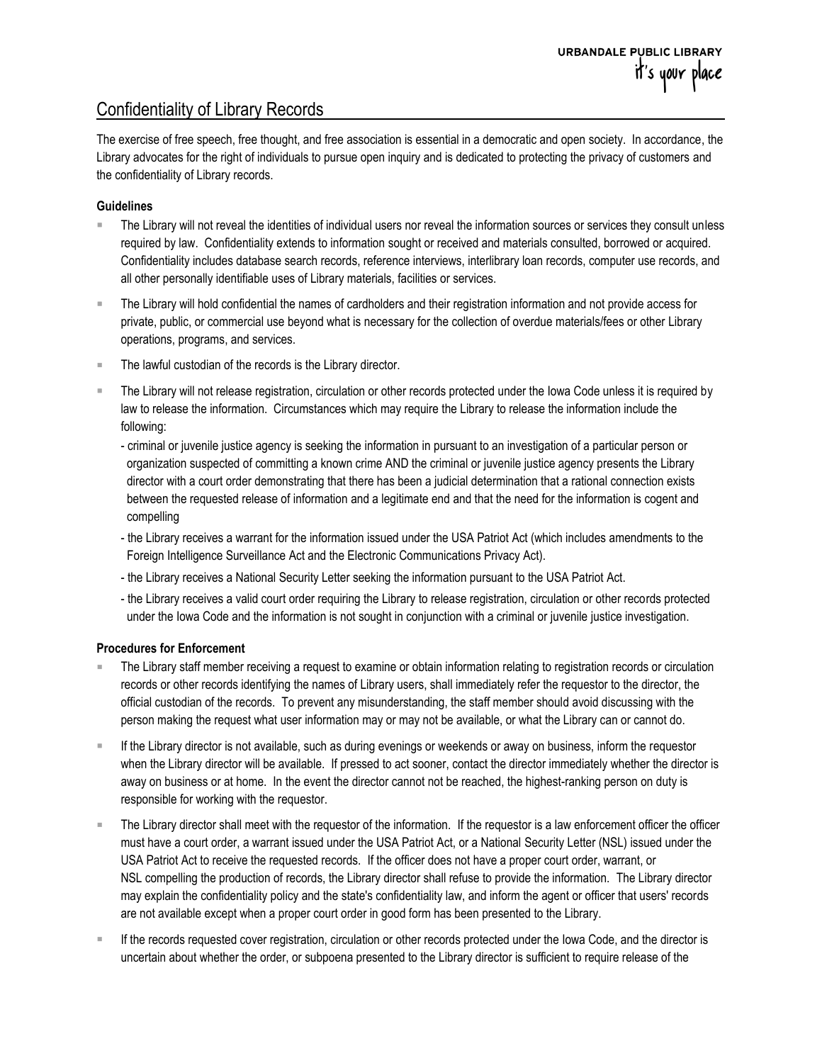URBANDALE PUBLIC LIBRARY
it's your place

# Confidentiality of Library Records

The exercise of free speech, free thought, and free association is essential in a democratic and open society. In accordance, the Library advocates for the right of individuals to pursue open inquiry and is dedicated to protecting the privacy of customers and the confidentiality of Library records.

**Guidelines**

- The Library will not reveal the identities of individual users nor reveal the information sources or services they consult unless required by law. Confidentiality extends to information sought or received and materials consulted, borrowed or acquired. Confidentiality includes database search records, reference interviews, interlibrary loan records, computer use records, and all other personally identifiable uses of Library materials, facilities or services.
- The Library will hold confidential the names of cardholders and their registration information and not provide access for private, public, or commercial use beyond what is necessary for the collection of overdue materials/fees or other Library operations, programs, and services.
- The lawful custodian of the records is the Library director.
- The Library will not release registration, circulation or other records protected under the Iowa Code unless it is required by law to release the information. Circumstances which may require the Library to release the information include the following:
  - criminal or juvenile justice agency is seeking the information in pursuant to an investigation of a particular person or organization suspected of committing a known crime AND the criminal or juvenile justice agency presents the Library director with a court order demonstrating that there has been a judicial determination that a rational connection exists between the requested release of information and a legitimate end and that the need for the information is cogent and compelling
  - the Library receives a warrant for the information issued under the USA Patriot Act (which includes amendments to the Foreign Intelligence Surveillance Act and the Electronic Communications Privacy Act).
  - the Library receives a National Security Letter seeking the information pursuant to the USA Patriot Act.
  - the Library receives a valid court order requiring the Library to release registration, circulation or other records protected under the Iowa Code and the information is not sought in conjunction with a criminal or juvenile justice investigation.

**Procedures for Enforcement**

- The Library staff member receiving a request to examine or obtain information relating to registration records or circulation records or other records identifying the names of Library users, shall immediately refer the requestor to the director, the official custodian of the records. To prevent any misunderstanding, the staff member should avoid discussing with the person making the request what user information may or may not be available, or what the Library can or cannot do.
- If the Library director is not available, such as during evenings or weekends or away on business, inform the requestor when the Library director will be available. If pressed to act sooner, contact the director immediately whether the director is away on business or at home. In the event the director cannot not be reached, the highest-ranking person on duty is responsible for working with the requestor.
- The Library director shall meet with the requestor of the information. If the requestor is a law enforcement officer the officer must have a court order, a warrant issued under the USA Patriot Act, or a National Security Letter (NSL) issued under the USA Patriot Act to receive the requested records. If the officer does not have a proper court order, warrant, or NSL compelling the production of records, the Library director shall refuse to provide the information. The Library director may explain the confidentiality policy and the state's confidentiality law, and inform the agent or officer that users' records are not available except when a proper court order in good form has been presented to the Library.
- If the records requested cover registration, circulation or other records protected under the Iowa Code, and the director is uncertain about whether the order, or subpoena presented to the Library director is sufficient to require release of the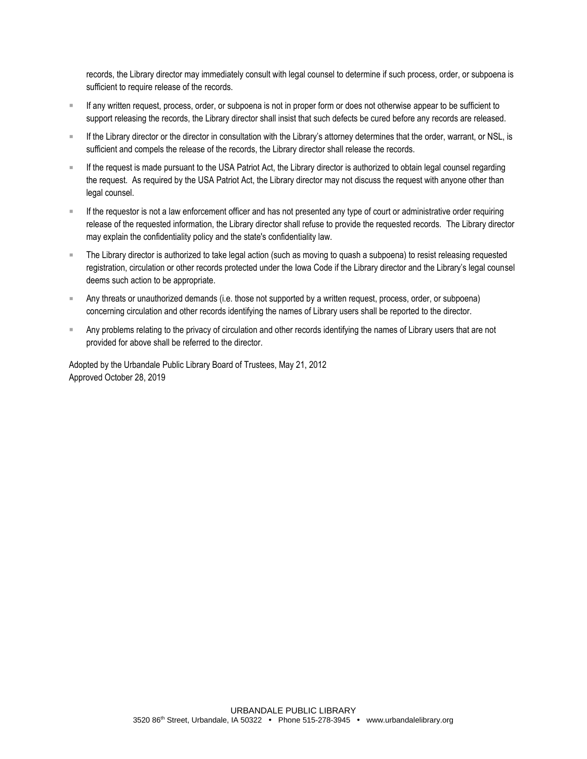records, the Library director may immediately consult with legal counsel to determine if such process, order, or subpoena is sufficient to require release of the records.

- If any written request, process, order, or subpoena is not in proper form or does not otherwise appear to be sufficient to support releasing the records, the Library director shall insist that such defects be cured before any records are released.
- If the Library director or the director in consultation with the Library's attorney determines that the order, warrant, or NSL, is sufficient and compels the release of the records, the Library director shall release the records.
- If the request is made pursuant to the USA Patriot Act, the Library director is authorized to obtain legal counsel regarding the request. As required by the USA Patriot Act, the Library director may not discuss the request with anyone other than legal counsel.
- If the requestor is not a law enforcement officer and has not presented any type of court or administrative order requiring release of the requested information, the Library director shall refuse to provide the requested records. The Library director may explain the confidentiality policy and the state's confidentiality law.
- The Library director is authorized to take legal action (such as moving to quash a subpoena) to resist releasing requested registration, circulation or other records protected under the Iowa Code if the Library director and the Library's legal counsel deems such action to be appropriate.
- Any threats or unauthorized demands (i.e. those not supported by a written request, process, order, or subpoena) concerning circulation and other records identifying the names of Library users shall be reported to the director.
- Any problems relating to the privacy of circulation and other records identifying the names of Library users that are not provided for above shall be referred to the director.

Adopted by the Urbandale Public Library Board of Trustees, May 21, 2012
Approved October 28, 2019